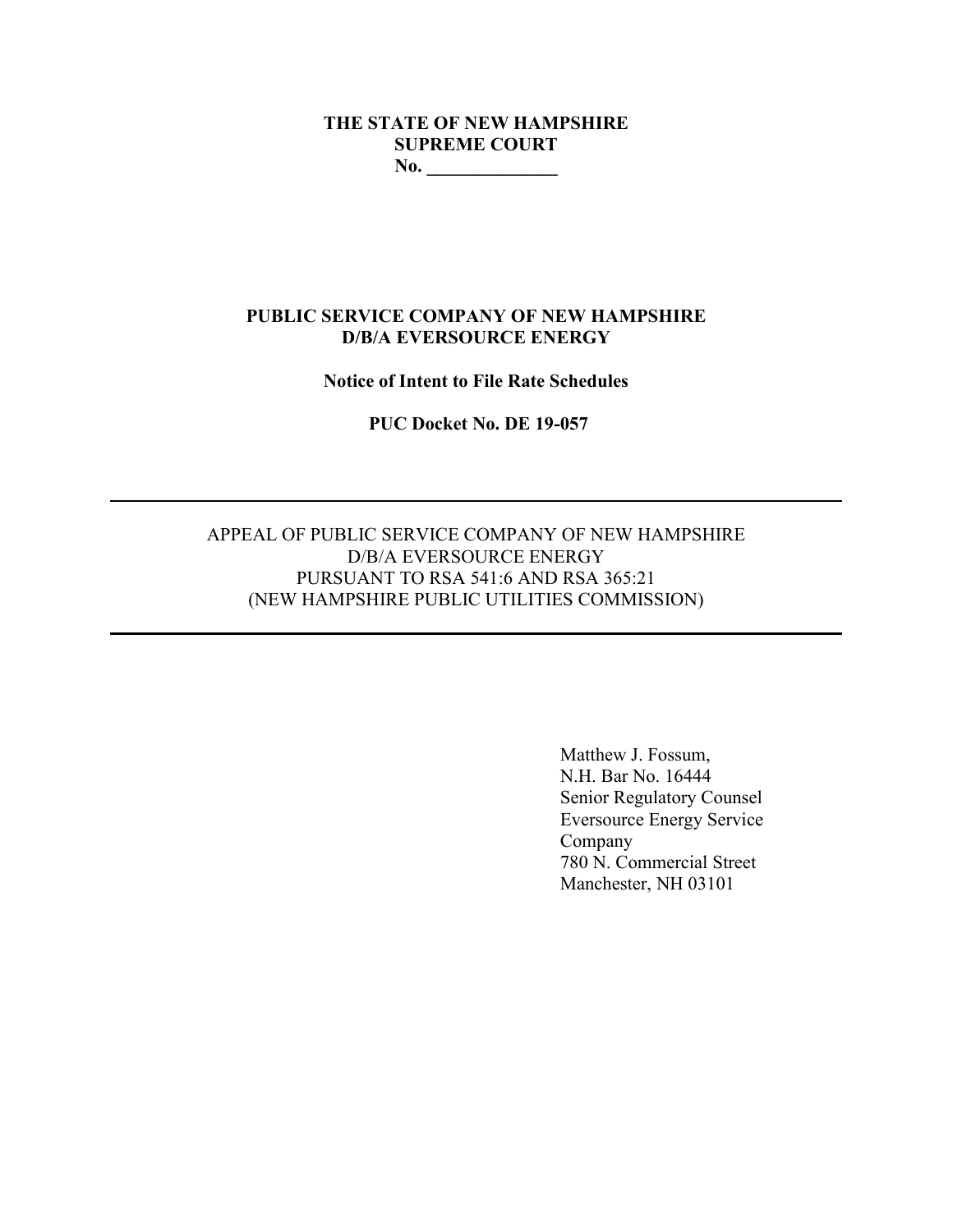**THE STATE OF NEW HAMPSHIRE**
**SUPREME COURT**
**No. \_\_\_\_\_\_\_\_\_\_\_\_\_\_**

**PUBLIC SERVICE COMPANY OF NEW HAMPSHIRE**
**D/B/A EVERSOURCE ENERGY**

**Notice of Intent to File Rate Schedules**

**PUC Docket No. DE 19-057**

---

APPEAL OF PUBLIC SERVICE COMPANY OF NEW HAMPSHIRE
D/B/A EVERSOURCE ENERGY
PURSUANT TO RSA 541:6 AND RSA 365:21
(NEW HAMPSHIRE PUBLIC UTILITIES COMMISSION)

---

Matthew J. Fossum,
N.H. Bar No. 16444
Senior Regulatory Counsel
Eversource Energy Service Company
780 N. Commercial Street
Manchester, NH 03101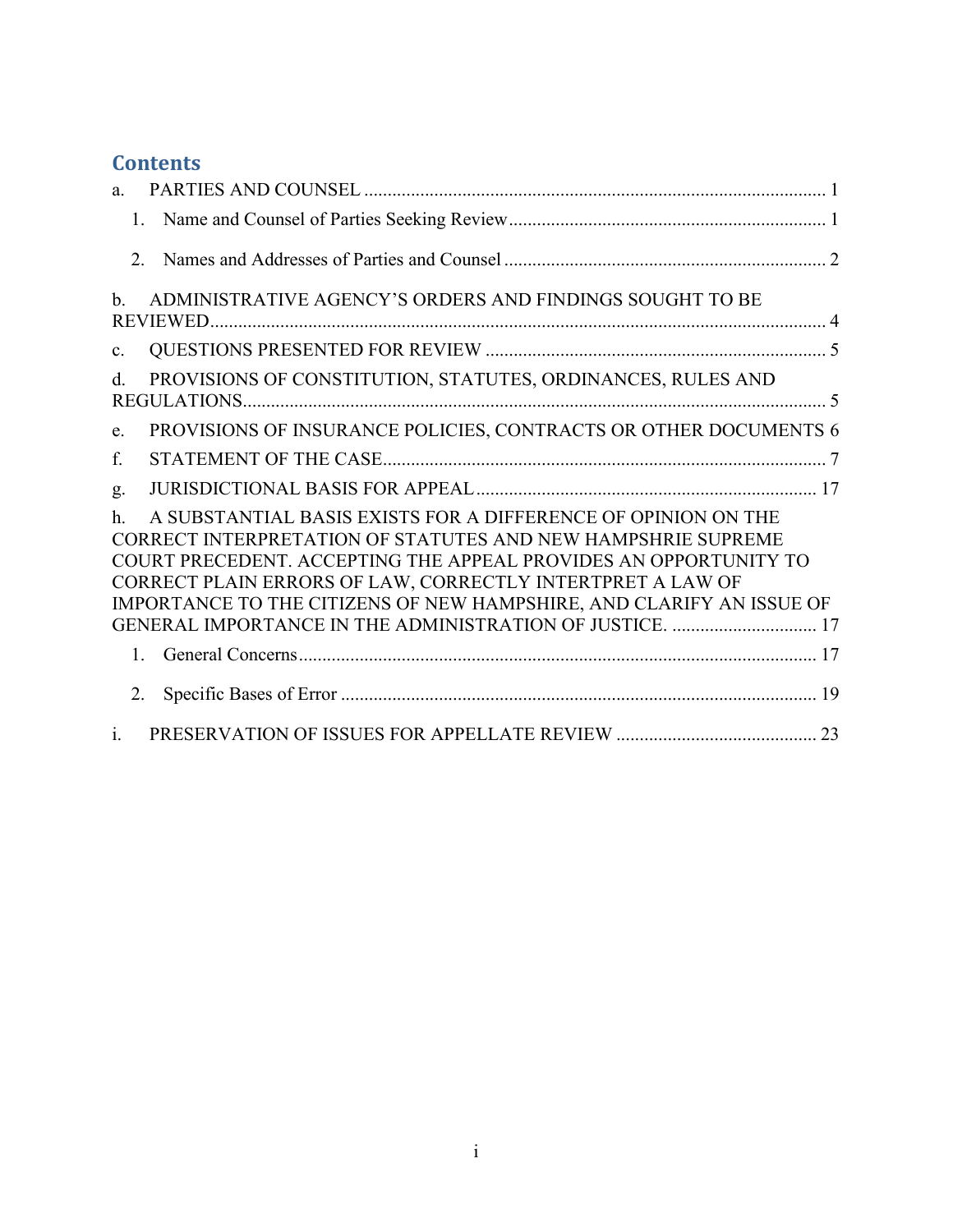## Contents

a. PARTIES AND COUNSEL .................................................................................................. 1

1. Name and Counsel of Parties Seeking Review .................................................................... 1

2. Names and Addresses of Parties and Counsel ..................................................................... 2

b. ADMINISTRATIVE AGENCY'S ORDERS AND FINDINGS SOUGHT TO BE REVIEWED ................................................................................................................................. 4

c. QUESTIONS PRESENTED FOR REVIEW ........................................................................ 5

d. PROVISIONS OF CONSTITUTION, STATUTES, ORDINANCES, RULES AND REGULATIONS ........................................................................................................................... 5

e. PROVISIONS OF INSURANCE POLICIES, CONTRACTS OR OTHER DOCUMENTS 6

f. STATEMENT OF THE CASE ............................................................................................... 7

g. JURISDICTIONAL BASIS FOR APPEAL ......................................................................... 17

h. A SUBSTANTIAL BASIS EXISTS FOR A DIFFERENCE OF OPINION ON THE CORRECT INTERPRETATION OF STATUTES AND NEW HAMPSHRIE SUPREME COURT PRECEDENT. ACCEPTING THE APPEAL PROVIDES AN OPPORTUNITY TO CORRECT PLAIN ERRORS OF LAW, CORRECTLY INTERTPRET A LAW OF IMPORTANCE TO THE CITIZENS OF NEW HAMPSHIRE, AND CLARIFY AN ISSUE OF GENERAL IMPORTANCE IN THE ADMINISTRATION OF JUSTICE. ............................... 17

1. General Concerns .............................................................................................................. 17

2. Specific Bases of Error ...................................................................................................... 19

i. PRESERVATION OF ISSUES FOR APPELLATE REVIEW ........................................... 23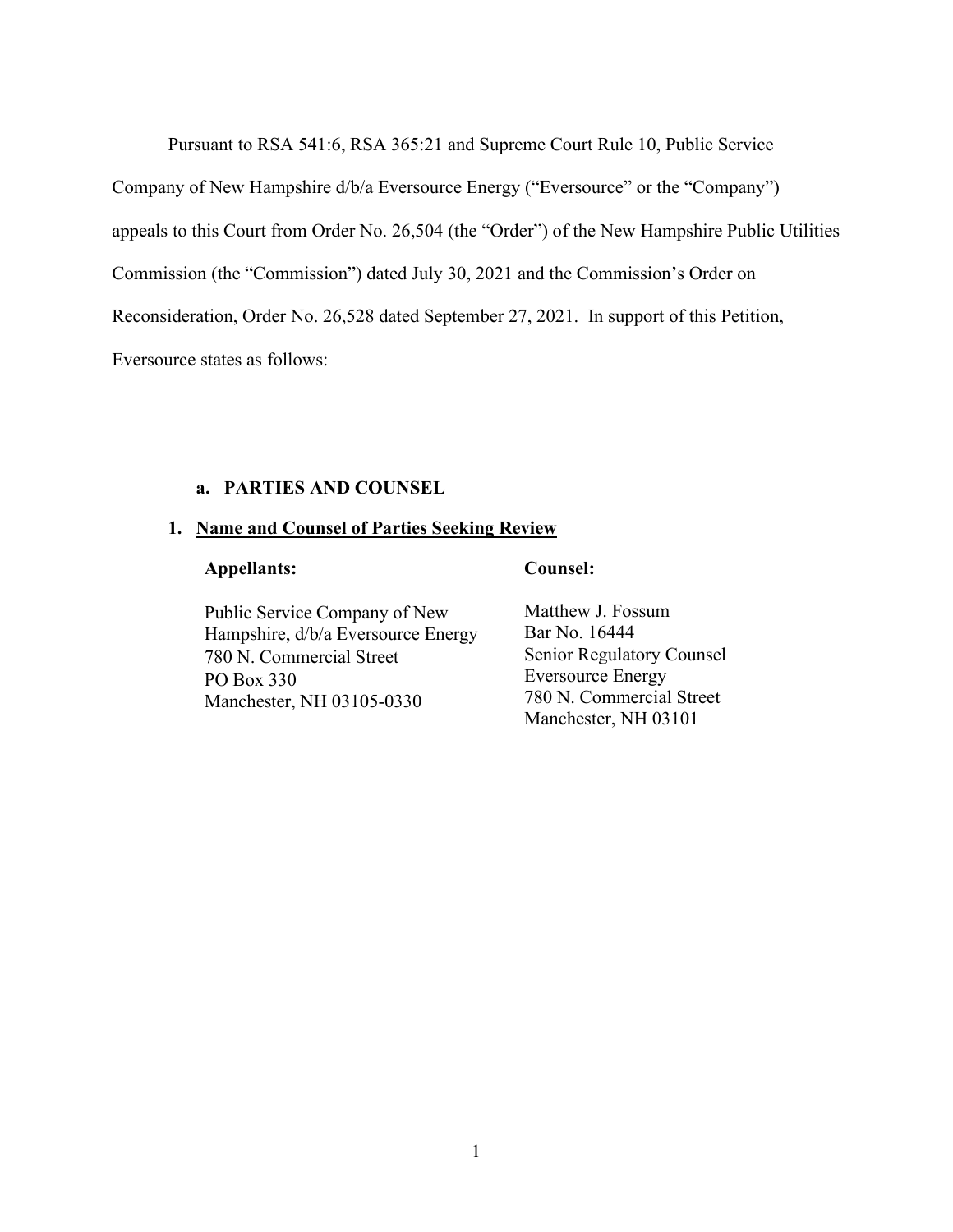Pursuant to RSA 541:6, RSA 365:21 and Supreme Court Rule 10, Public Service Company of New Hampshire d/b/a Eversource Energy ("Eversource" or the "Company") appeals to this Court from Order No. 26,504 (the "Order") of the New Hampshire Public Utilities Commission (the "Commission") dated July 30, 2021 and the Commission's Order on Reconsideration, Order No. 26,528 dated September 27, 2021. In support of this Petition, Eversource states as follows:

### a. PARTIES AND COUNSEL

#### 1. Name and Counsel of Parties Seeking Review

| **Appellants:** | **Counsel:** |
|---|---|
| Public Service Company of New Hampshire, d/b/a Eversource Energy<br>780 N. Commercial Street<br>PO Box 330<br>Manchester, NH 03105-0330 | Matthew J. Fossum<br>Bar No. 16444<br>Senior Regulatory Counsel<br>Eversource Energy<br>780 N. Commercial Street<br>Manchester, NH 03101 |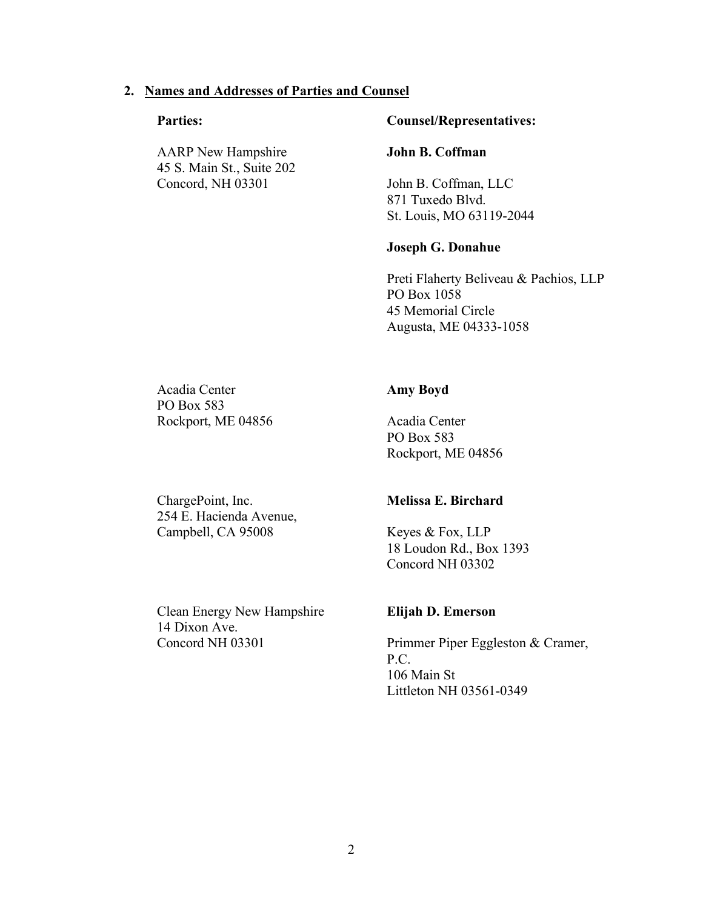## 2. Names and Addresses of Parties and Counsel

| Parties: | Counsel/Representatives: |
|---|---|
| AARP New Hampshire<br>45 S. Main St., Suite 202<br>Concord, NH 03301 | **John B. Coffman**<br><br>John B. Coffman, LLC<br>871 Tuxedo Blvd.<br>St. Louis, MO 63119-2044<br><br>**Joseph G. Donahue**<br><br>Preti Flaherty Beliveau & Pachios, LLP<br>PO Box 1058<br>45 Memorial Circle<br>Augusta, ME 04333-1058 |
| Acadia Center<br>PO Box 583<br>Rockport, ME 04856 | **Amy Boyd**<br><br>Acadia Center<br>PO Box 583<br>Rockport, ME 04856 |
| ChargePoint, Inc.<br>254 E. Hacienda Avenue,<br>Campbell, CA 95008 | **Melissa E. Birchard**<br><br>Keyes & Fox, LLP<br>18 Loudon Rd., Box 1393<br>Concord NH 03302 |
| Clean Energy New Hampshire<br>14 Dixon Ave.<br>Concord NH 03301 | **Elijah D. Emerson**<br><br>Primmer Piper Eggleston & Cramer, P.C.<br>106 Main St<br>Littleton NH 03561-0349 |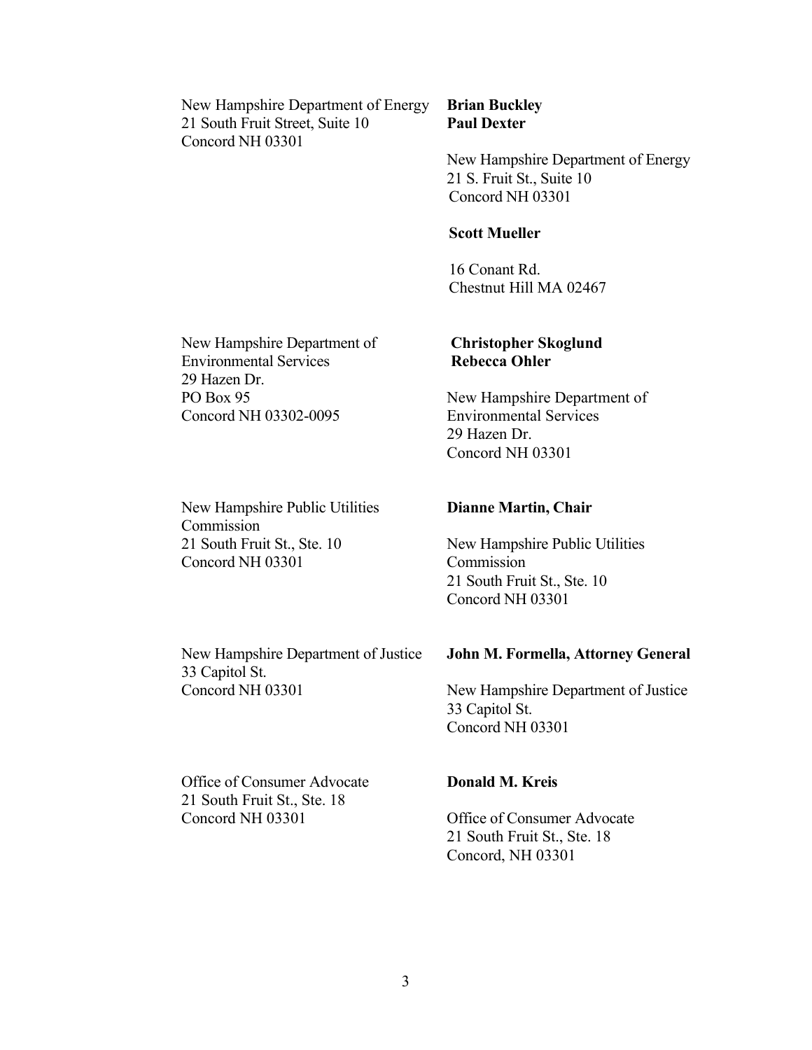New Hampshire Department of Energy
21 South Fruit Street, Suite 10
Concord NH 03301

**Brian Buckley**
**Paul Dexter**

New Hampshire Department of Energy
21 S. Fruit St., Suite 10
Concord NH 03301

**Scott Mueller**

16 Conant Rd.
Chestnut Hill MA 02467

New Hampshire Department of Environmental Services
29 Hazen Dr.
PO Box 95
Concord NH 03302-0095

**Christopher Skoglund**
**Rebecca Ohler**

New Hampshire Department of Environmental Services
29 Hazen Dr.
Concord NH 03301

New Hampshire Public Utilities Commission
21 South Fruit St., Ste. 10
Concord NH 03301

**Dianne Martin, Chair**

New Hampshire Public Utilities Commission
21 South Fruit St., Ste. 10
Concord NH 03301

New Hampshire Department of Justice
33 Capitol St.
Concord NH 03301

**John M. Formella, Attorney General**

New Hampshire Department of Justice
33 Capitol St.
Concord NH 03301

Office of Consumer Advocate
21 South Fruit St., Ste. 18
Concord NH 03301

**Donald M. Kreis**

Office of Consumer Advocate
21 South Fruit St., Ste. 18
Concord, NH 03301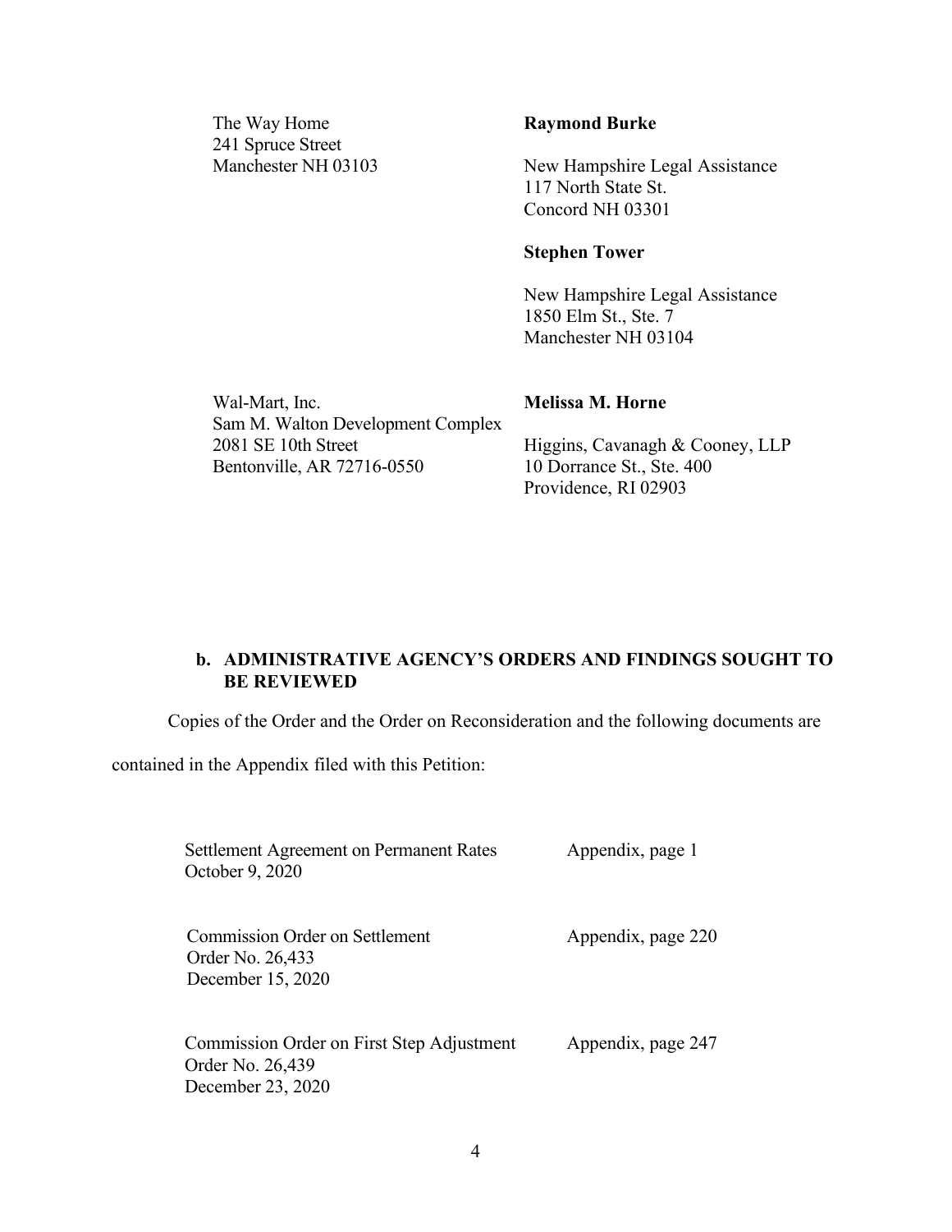| | |
|---|---|
| The Way Home<br>241 Spruce Street<br>Manchester NH 03103 | **Raymond Burke**<br><br>New Hampshire Legal Assistance<br>117 North State St.<br>Concord NH 03301<br><br>**Stephen Tower**<br><br>New Hampshire Legal Assistance<br>1850 Elm St., Ste. 7<br>Manchester NH 03104 |
| Wal-Mart, Inc.<br>Sam M. Walton Development Complex<br>2081 SE 10th Street<br>Bentonville, AR 72716-0550 | **Melissa M. Horne**<br><br>Higgins, Cavanagh & Cooney, LLP<br>10 Dorrance St., Ste. 400<br>Providence, RI 02903 |

**b. ADMINISTRATIVE AGENCY'S ORDERS AND FINDINGS SOUGHT TO BE REVIEWED**

Copies of the Order and the Order on Reconsideration and the following documents are contained in the Appendix filed with this Petition:

| | |
|---|---|
| Settlement Agreement on Permanent Rates<br>October 9, 2020 | Appendix, page 1 |
| Commission Order on Settlement<br>Order No. 26,433<br>December 15, 2020 | Appendix, page 220 |
| Commission Order on First Step Adjustment<br>Order No. 26,439<br>December 23, 2020 | Appendix, page 247 |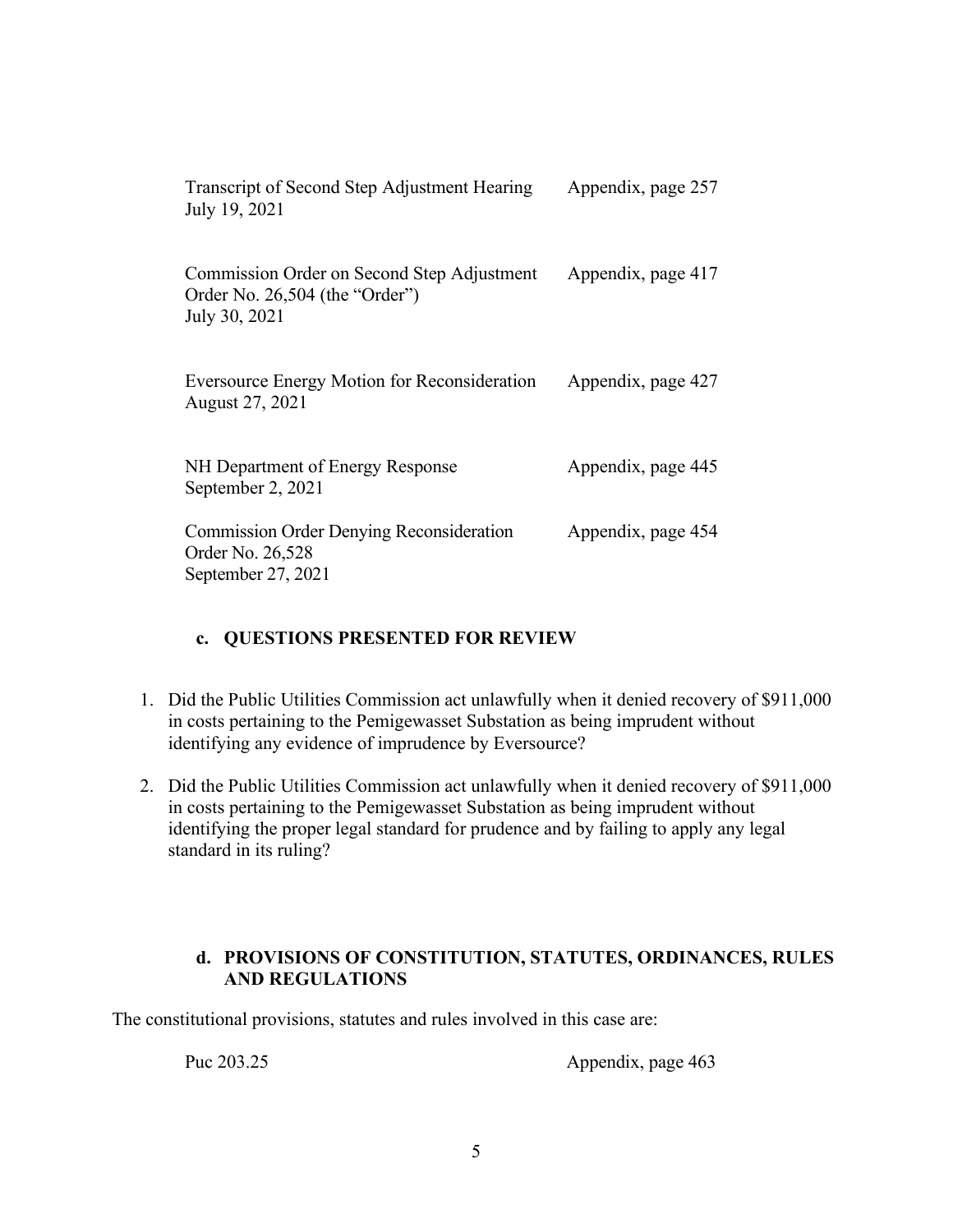| | |
|---|---|
| Transcript of Second Step Adjustment Hearing<br>July 19, 2021 | Appendix, page 257 |
| Commission Order on Second Step Adjustment<br>Order No. 26,504 (the "Order")<br>July 30, 2021 | Appendix, page 417 |
| Eversource Energy Motion for Reconsideration<br>August 27, 2021 | Appendix, page 427 |
| NH Department of Energy Response<br>September 2, 2021 | Appendix, page 445 |
| Commission Order Denying Reconsideration<br>Order No. 26,528<br>September 27, 2021 | Appendix, page 454 |

### c. QUESTIONS PRESENTED FOR REVIEW

1. Did the Public Utilities Commission act unlawfully when it denied recovery of $911,000 in costs pertaining to the Pemigewasset Substation as being imprudent without identifying any evidence of imprudence by Eversource?
2. Did the Public Utilities Commission act unlawfully when it denied recovery of $911,000 in costs pertaining to the Pemigewasset Substation as being imprudent without identifying the proper legal standard for prudence and by failing to apply any legal standard in its ruling?

### d. PROVISIONS OF CONSTITUTION, STATUTES, ORDINANCES, RULES AND REGULATIONS

The constitutional provisions, statutes and rules involved in this case are:

| | |
|---|---|
| Puc 203.25 | Appendix, page 463 |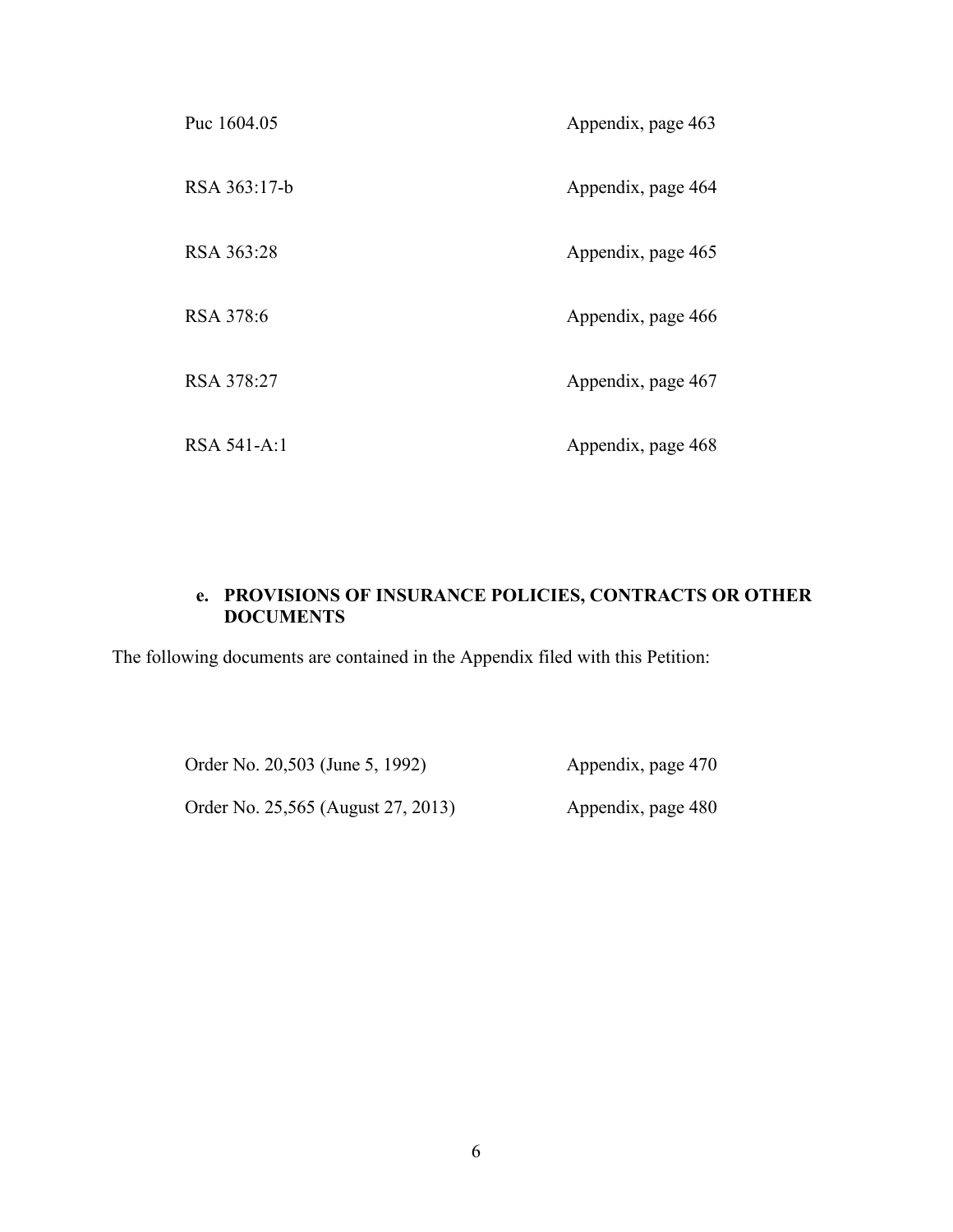| | |
|---|---|
| Puc 1604.05 | Appendix, page 463 |
| RSA 363:17-b | Appendix, page 464 |
| RSA 363:28 | Appendix, page 465 |
| RSA 378:6 | Appendix, page 466 |
| RSA 378:27 | Appendix, page 467 |
| RSA 541-A:1 | Appendix, page 468 |

**e. PROVISIONS OF INSURANCE POLICIES, CONTRACTS OR OTHER DOCUMENTS**

The following documents are contained in the Appendix filed with this Petition:

| | |
|---|---|
| Order No. 20,503 (June 5, 1992) | Appendix, page 470 |
| Order No. 25,565 (August 27, 2013) | Appendix, page 480 |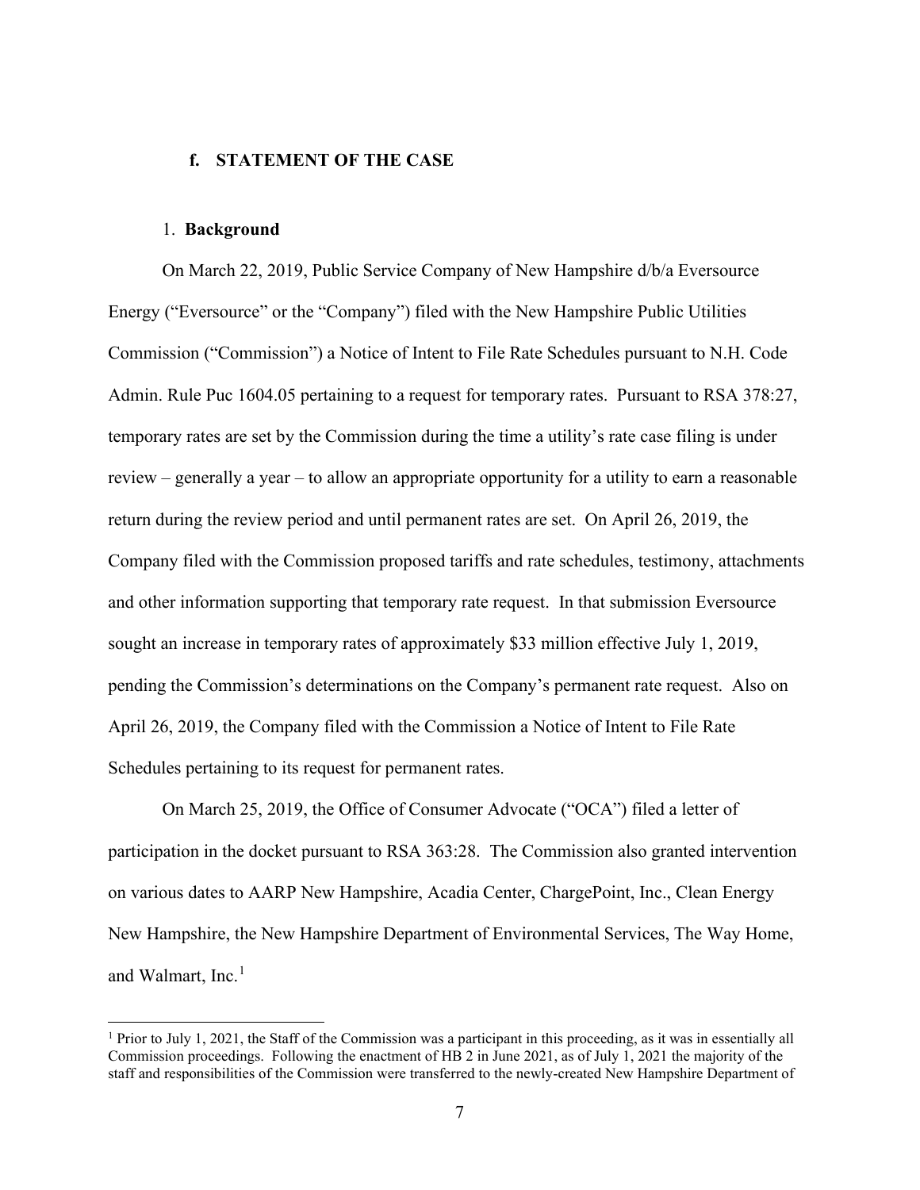## f. STATEMENT OF THE CASE

### 1. Background

On March 22, 2019, Public Service Company of New Hampshire d/b/a Eversource Energy ("Eversource" or the "Company") filed with the New Hampshire Public Utilities Commission ("Commission") a Notice of Intent to File Rate Schedules pursuant to N.H. Code Admin. Rule Puc 1604.05 pertaining to a request for temporary rates. Pursuant to RSA 378:27, temporary rates are set by the Commission during the time a utility's rate case filing is under review – generally a year – to allow an appropriate opportunity for a utility to earn a reasonable return during the review period and until permanent rates are set. On April 26, 2019, the Company filed with the Commission proposed tariffs and rate schedules, testimony, attachments and other information supporting that temporary rate request. In that submission Eversource sought an increase in temporary rates of approximately $33 million effective July 1, 2019, pending the Commission's determinations on the Company's permanent rate request. Also on April 26, 2019, the Company filed with the Commission a Notice of Intent to File Rate Schedules pertaining to its request for permanent rates.

On March 25, 2019, the Office of Consumer Advocate ("OCA") filed a letter of participation in the docket pursuant to RSA 363:28. The Commission also granted intervention on various dates to AARP New Hampshire, Acadia Center, ChargePoint, Inc., Clean Energy New Hampshire, the New Hampshire Department of Environmental Services, The Way Home, and Walmart, Inc.[1]

[1] Prior to July 1, 2021, the Staff of the Commission was a participant in this proceeding, as it was in essentially all Commission proceedings. Following the enactment of HB 2 in June 2021, as of July 1, 2021 the majority of the staff and responsibilities of the Commission were transferred to the newly-created New Hampshire Department of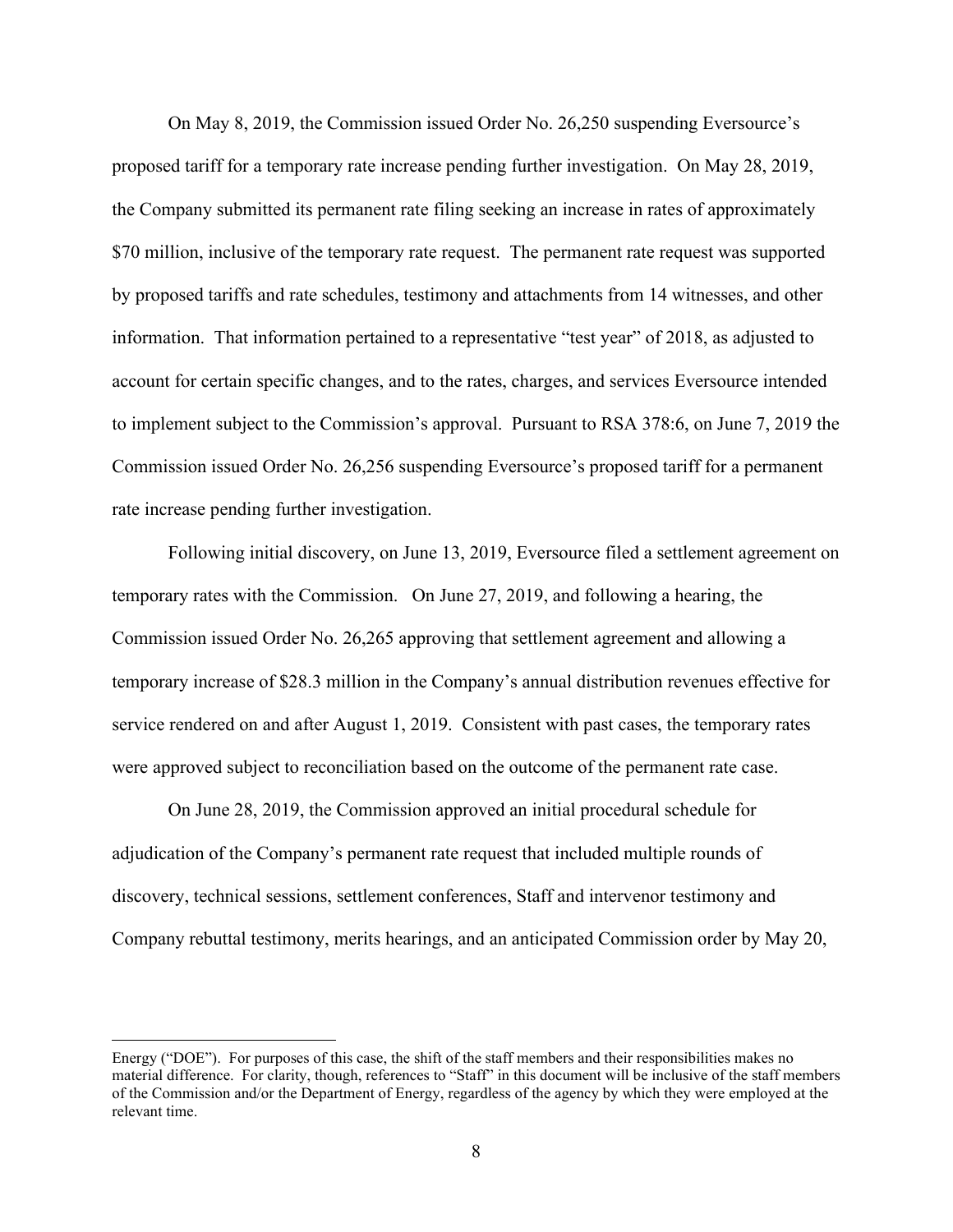On May 8, 2019, the Commission issued Order No. 26,250 suspending Eversource's proposed tariff for a temporary rate increase pending further investigation. On May 28, 2019, the Company submitted its permanent rate filing seeking an increase in rates of approximately $70 million, inclusive of the temporary rate request. The permanent rate request was supported by proposed tariffs and rate schedules, testimony and attachments from 14 witnesses, and other information. That information pertained to a representative "test year" of 2018, as adjusted to account for certain specific changes, and to the rates, charges, and services Eversource intended to implement subject to the Commission's approval. Pursuant to RSA 378:6, on June 7, 2019 the Commission issued Order No. 26,256 suspending Eversource's proposed tariff for a permanent rate increase pending further investigation.

Following initial discovery, on June 13, 2019, Eversource filed a settlement agreement on temporary rates with the Commission. On June 27, 2019, and following a hearing, the Commission issued Order No. 26,265 approving that settlement agreement and allowing a temporary increase of $28.3 million in the Company's annual distribution revenues effective for service rendered on and after August 1, 2019. Consistent with past cases, the temporary rates were approved subject to reconciliation based on the outcome of the permanent rate case.

On June 28, 2019, the Commission approved an initial procedural schedule for adjudication of the Company's permanent rate request that included multiple rounds of discovery, technical sessions, settlement conferences, Staff and intervenor testimony and Company rebuttal testimony, merits hearings, and an anticipated Commission order by May 20,

---

Energy ("DOE"). For purposes of this case, the shift of the staff members and their responsibilities makes no material difference. For clarity, though, references to "Staff" in this document will be inclusive of the staff members of the Commission and/or the Department of Energy, regardless of the agency by which they were employed at the relevant time.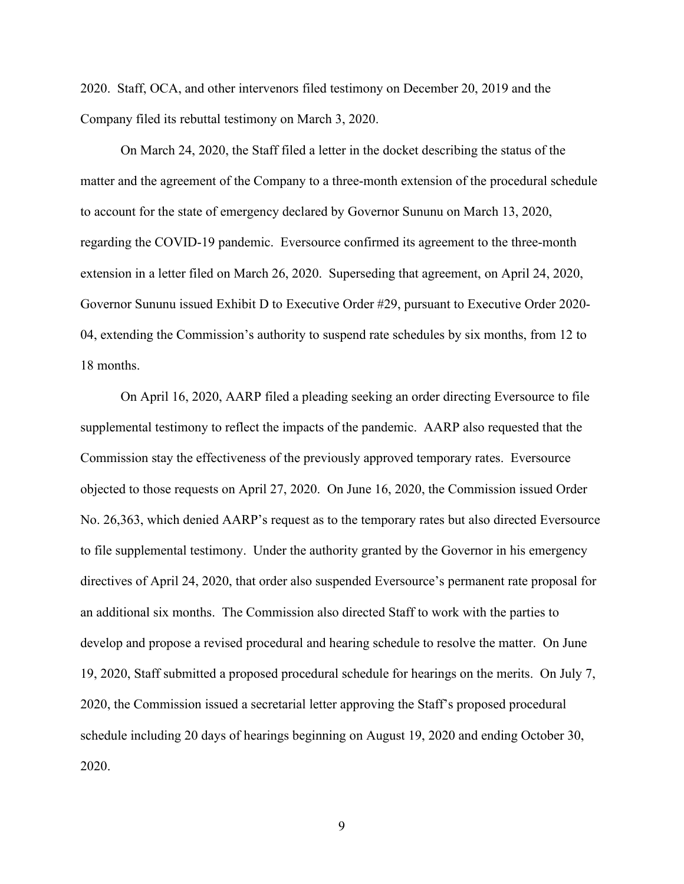2020. Staff, OCA, and other intervenors filed testimony on December 20, 2019 and the Company filed its rebuttal testimony on March 3, 2020.

On March 24, 2020, the Staff filed a letter in the docket describing the status of the matter and the agreement of the Company to a three-month extension of the procedural schedule to account for the state of emergency declared by Governor Sununu on March 13, 2020, regarding the COVID-19 pandemic. Eversource confirmed its agreement to the three-month extension in a letter filed on March 26, 2020. Superseding that agreement, on April 24, 2020, Governor Sununu issued Exhibit D to Executive Order #29, pursuant to Executive Order 2020-04, extending the Commission's authority to suspend rate schedules by six months, from 12 to 18 months.

On April 16, 2020, AARP filed a pleading seeking an order directing Eversource to file supplemental testimony to reflect the impacts of the pandemic. AARP also requested that the Commission stay the effectiveness of the previously approved temporary rates. Eversource objected to those requests on April 27, 2020. On June 16, 2020, the Commission issued Order No. 26,363, which denied AARP's request as to the temporary rates but also directed Eversource to file supplemental testimony. Under the authority granted by the Governor in his emergency directives of April 24, 2020, that order also suspended Eversource's permanent rate proposal for an additional six months. The Commission also directed Staff to work with the parties to develop and propose a revised procedural and hearing schedule to resolve the matter. On June 19, 2020, Staff submitted a proposed procedural schedule for hearings on the merits. On July 7, 2020, the Commission issued a secretarial letter approving the Staff's proposed procedural schedule including 20 days of hearings beginning on August 19, 2020 and ending October 30, 2020.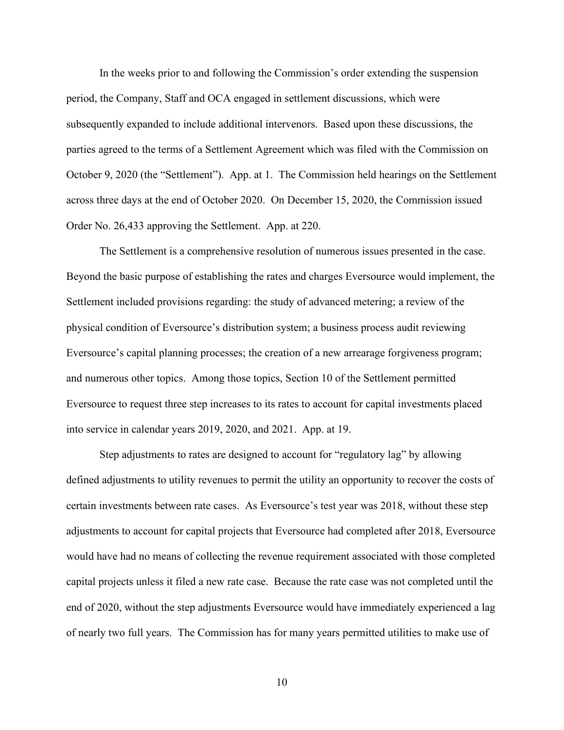In the weeks prior to and following the Commission's order extending the suspension period, the Company, Staff and OCA engaged in settlement discussions, which were subsequently expanded to include additional intervenors. Based upon these discussions, the parties agreed to the terms of a Settlement Agreement which was filed with the Commission on October 9, 2020 (the "Settlement"). App. at 1. The Commission held hearings on the Settlement across three days at the end of October 2020. On December 15, 2020, the Commission issued Order No. 26,433 approving the Settlement. App. at 220.

The Settlement is a comprehensive resolution of numerous issues presented in the case. Beyond the basic purpose of establishing the rates and charges Eversource would implement, the Settlement included provisions regarding: the study of advanced metering; a review of the physical condition of Eversource's distribution system; a business process audit reviewing Eversource's capital planning processes; the creation of a new arrearage forgiveness program; and numerous other topics. Among those topics, Section 10 of the Settlement permitted Eversource to request three step increases to its rates to account for capital investments placed into service in calendar years 2019, 2020, and 2021. App. at 19.

Step adjustments to rates are designed to account for "regulatory lag" by allowing defined adjustments to utility revenues to permit the utility an opportunity to recover the costs of certain investments between rate cases. As Eversource's test year was 2018, without these step adjustments to account for capital projects that Eversource had completed after 2018, Eversource would have had no means of collecting the revenue requirement associated with those completed capital projects unless it filed a new rate case. Because the rate case was not completed until the end of 2020, without the step adjustments Eversource would have immediately experienced a lag of nearly two full years. The Commission has for many years permitted utilities to make use of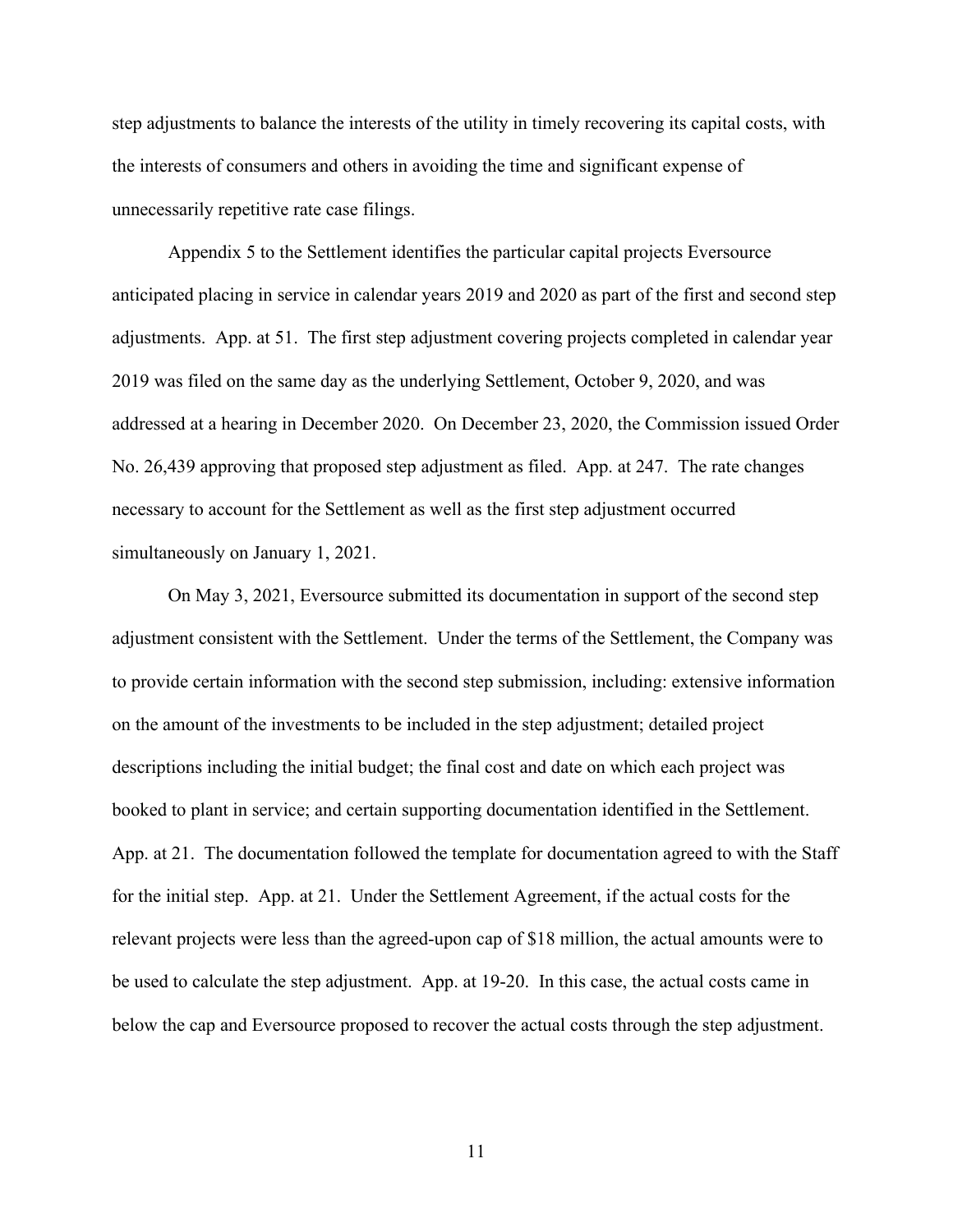step adjustments to balance the interests of the utility in timely recovering its capital costs, with the interests of consumers and others in avoiding the time and significant expense of unnecessarily repetitive rate case filings.

Appendix 5 to the Settlement identifies the particular capital projects Eversource anticipated placing in service in calendar years 2019 and 2020 as part of the first and second step adjustments. App. at 51. The first step adjustment covering projects completed in calendar year 2019 was filed on the same day as the underlying Settlement, October 9, 2020, and was addressed at a hearing in December 2020. On December 23, 2020, the Commission issued Order No. 26,439 approving that proposed step adjustment as filed. App. at 247. The rate changes necessary to account for the Settlement as well as the first step adjustment occurred simultaneously on January 1, 2021.

On May 3, 2021, Eversource submitted its documentation in support of the second step adjustment consistent with the Settlement. Under the terms of the Settlement, the Company was to provide certain information with the second step submission, including: extensive information on the amount of the investments to be included in the step adjustment; detailed project descriptions including the initial budget; the final cost and date on which each project was booked to plant in service; and certain supporting documentation identified in the Settlement. App. at 21. The documentation followed the template for documentation agreed to with the Staff for the initial step. App. at 21. Under the Settlement Agreement, if the actual costs for the relevant projects were less than the agreed-upon cap of $18 million, the actual amounts were to be used to calculate the step adjustment. App. at 19-20. In this case, the actual costs came in below the cap and Eversource proposed to recover the actual costs through the step adjustment.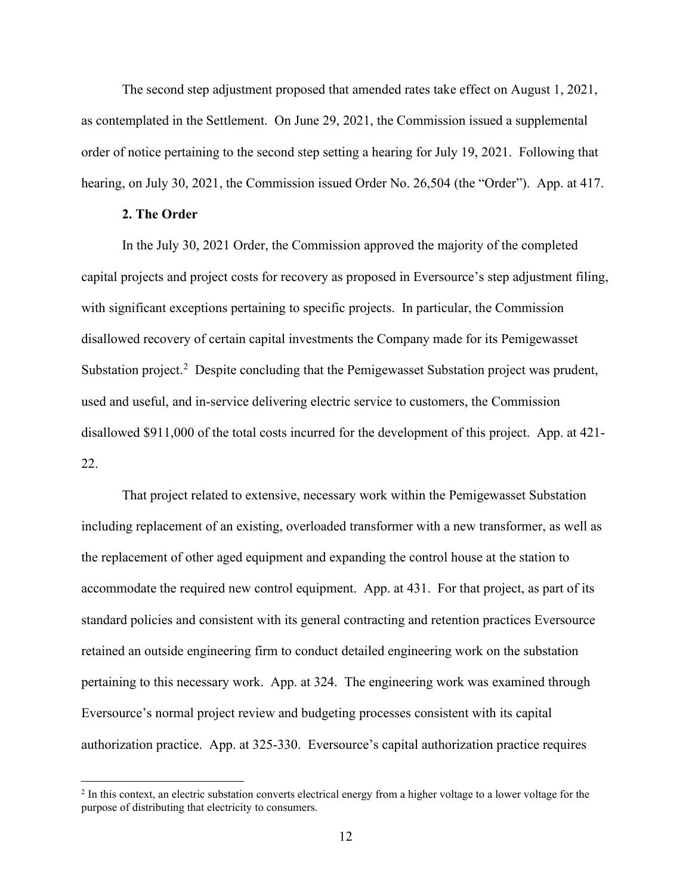The second step adjustment proposed that amended rates take effect on August 1, 2021, as contemplated in the Settlement. On June 29, 2021, the Commission issued a supplemental order of notice pertaining to the second step setting a hearing for July 19, 2021. Following that hearing, on July 30, 2021, the Commission issued Order No. 26,504 (the "Order"). App. at 417.

**2. The Order**

In the July 30, 2021 Order, the Commission approved the majority of the completed capital projects and project costs for recovery as proposed in Eversource's step adjustment filing, with significant exceptions pertaining to specific projects. In particular, the Commission disallowed recovery of certain capital investments the Company made for its Pemigewasset Substation project.[2] Despite concluding that the Pemigewasset Substation project was prudent, used and useful, and in-service delivering electric service to customers, the Commission disallowed $911,000 of the total costs incurred for the development of this project. App. at 421-22.

That project related to extensive, necessary work within the Pemigewasset Substation including replacement of an existing, overloaded transformer with a new transformer, as well as the replacement of other aged equipment and expanding the control house at the station to accommodate the required new control equipment. App. at 431. For that project, as part of its standard policies and consistent with its general contracting and retention practices Eversource retained an outside engineering firm to conduct detailed engineering work on the substation pertaining to this necessary work. App. at 324. The engineering work was examined through Eversource's normal project review and budgeting processes consistent with its capital authorization practice. App. at 325-330. Eversource's capital authorization practice requires

[2] In this context, an electric substation converts electrical energy from a higher voltage to a lower voltage for the purpose of distributing that electricity to consumers.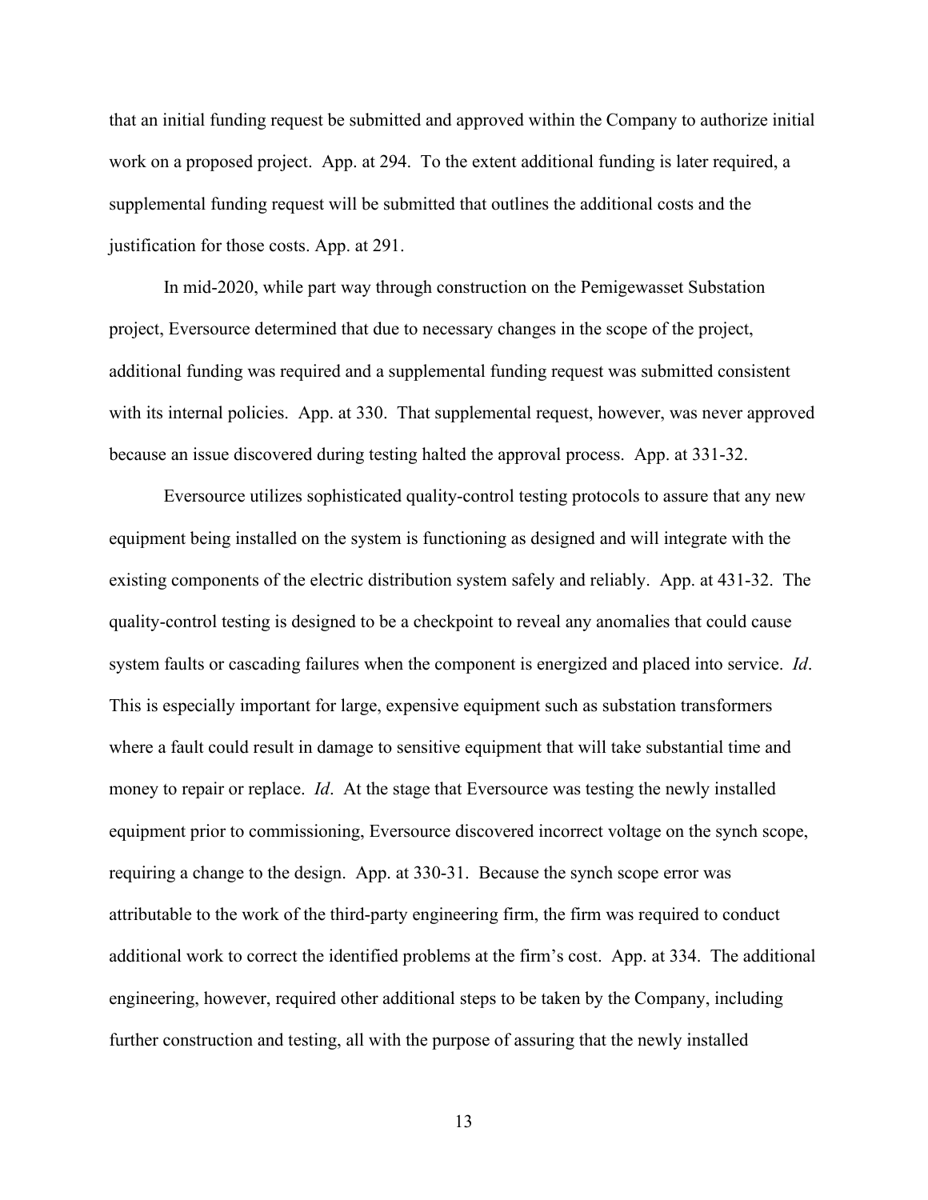that an initial funding request be submitted and approved within the Company to authorize initial work on a proposed project. App. at 294. To the extent additional funding is later required, a supplemental funding request will be submitted that outlines the additional costs and the justification for those costs. App. at 291.

In mid-2020, while part way through construction on the Pemigewasset Substation project, Eversource determined that due to necessary changes in the scope of the project, additional funding was required and a supplemental funding request was submitted consistent with its internal policies. App. at 330. That supplemental request, however, was never approved because an issue discovered during testing halted the approval process. App. at 331-32.

Eversource utilizes sophisticated quality-control testing protocols to assure that any new equipment being installed on the system is functioning as designed and will integrate with the existing components of the electric distribution system safely and reliably. App. at 431-32. The quality-control testing is designed to be a checkpoint to reveal any anomalies that could cause system faults or cascading failures when the component is energized and placed into service. *Id*. This is especially important for large, expensive equipment such as substation transformers where a fault could result in damage to sensitive equipment that will take substantial time and money to repair or replace. *Id*. At the stage that Eversource was testing the newly installed equipment prior to commissioning, Eversource discovered incorrect voltage on the synch scope, requiring a change to the design. App. at 330-31. Because the synch scope error was attributable to the work of the third-party engineering firm, the firm was required to conduct additional work to correct the identified problems at the firm's cost. App. at 334. The additional engineering, however, required other additional steps to be taken by the Company, including further construction and testing, all with the purpose of assuring that the newly installed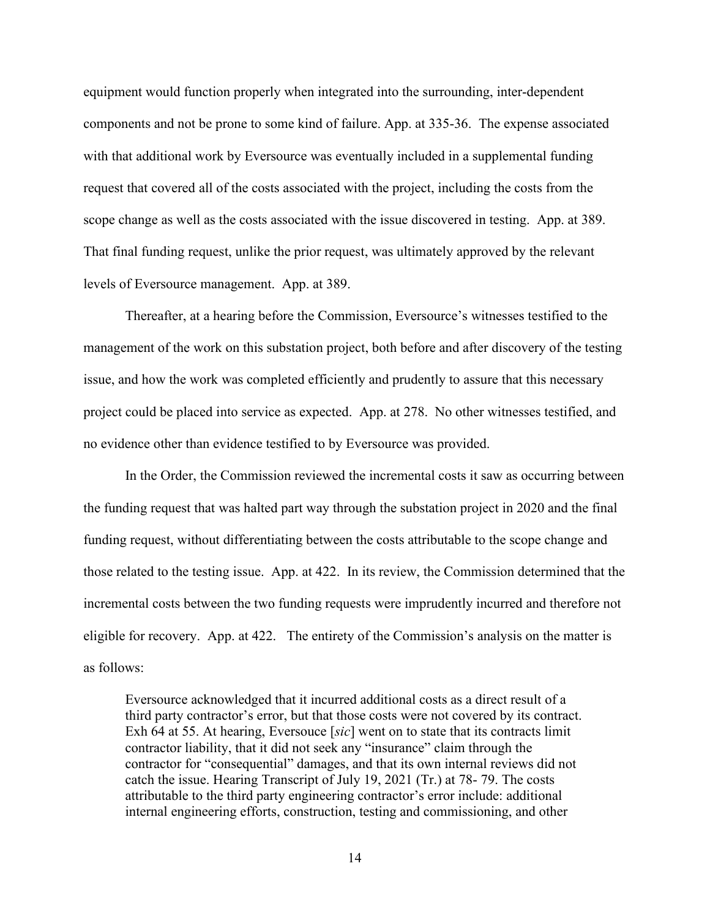equipment would function properly when integrated into the surrounding, inter-dependent components and not be prone to some kind of failure. App. at 335-36. The expense associated with that additional work by Eversource was eventually included in a supplemental funding request that covered all of the costs associated with the project, including the costs from the scope change as well as the costs associated with the issue discovered in testing. App. at 389. That final funding request, unlike the prior request, was ultimately approved by the relevant levels of Eversource management. App. at 389.

Thereafter, at a hearing before the Commission, Eversource's witnesses testified to the management of the work on this substation project, both before and after discovery of the testing issue, and how the work was completed efficiently and prudently to assure that this necessary project could be placed into service as expected. App. at 278. No other witnesses testified, and no evidence other than evidence testified to by Eversource was provided.

In the Order, the Commission reviewed the incremental costs it saw as occurring between the funding request that was halted part way through the substation project in 2020 and the final funding request, without differentiating between the costs attributable to the scope change and those related to the testing issue. App. at 422. In its review, the Commission determined that the incremental costs between the two funding requests were imprudently incurred and therefore not eligible for recovery. App. at 422. The entirety of the Commission's analysis on the matter is as follows:

> Eversource acknowledged that it incurred additional costs as a direct result of a third party contractor's error, but that those costs were not covered by its contract. Exh 64 at 55. At hearing, Eversouce [*sic*] went on to state that its contracts limit contractor liability, that it did not seek any "insurance" claim through the contractor for "consequential" damages, and that its own internal reviews did not catch the issue. Hearing Transcript of July 19, 2021 (Tr.) at 78- 79. The costs attributable to the third party engineering contractor's error include: additional internal engineering efforts, construction, testing and commissioning, and other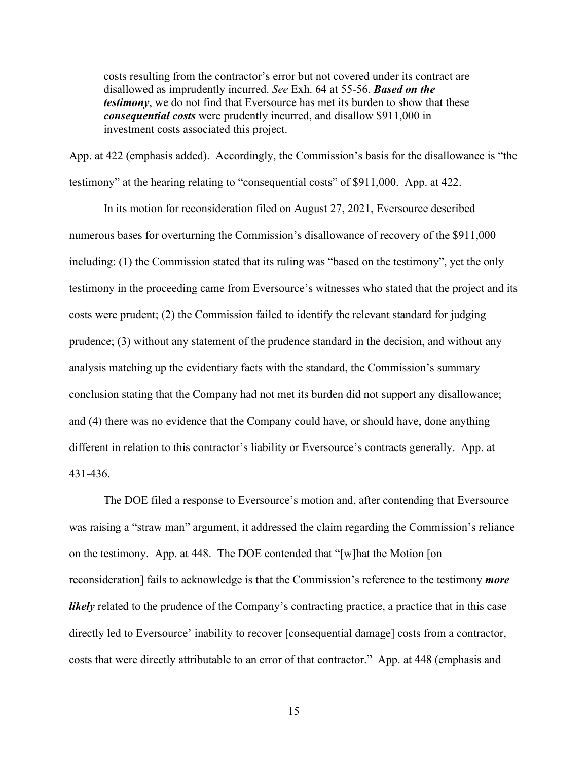> costs resulting from the contractor's error but not covered under its contract are disallowed as imprudently incurred. *See* Exh. 64 at 55-56. ***Based on the testimony***, we do not find that Eversource has met its burden to show that these ***consequential costs*** were prudently incurred, and disallow $911,000 in investment costs associated this project.

App. at 422 (emphasis added). Accordingly, the Commission's basis for the disallowance is "the testimony" at the hearing relating to "consequential costs" of $911,000. App. at 422.

In its motion for reconsideration filed on August 27, 2021, Eversource described numerous bases for overturning the Commission's disallowance of recovery of the $911,000 including: (1) the Commission stated that its ruling was "based on the testimony", yet the only testimony in the proceeding came from Eversource's witnesses who stated that the project and its costs were prudent; (2) the Commission failed to identify the relevant standard for judging prudence; (3) without any statement of the prudence standard in the decision, and without any analysis matching up the evidentiary facts with the standard, the Commission's summary conclusion stating that the Company had not met its burden did not support any disallowance; and (4) there was no evidence that the Company could have, or should have, done anything different in relation to this contractor's liability or Eversource's contracts generally. App. at 431-436.

The DOE filed a response to Eversource's motion and, after contending that Eversource was raising a "straw man" argument, it addressed the claim regarding the Commission's reliance on the testimony. App. at 448. The DOE contended that "[w]hat the Motion [on reconsideration] fails to acknowledge is that the Commission's reference to the testimony ***more likely*** related to the prudence of the Company's contracting practice, a practice that in this case directly led to Eversource' inability to recover [consequential damage] costs from a contractor, costs that were directly attributable to an error of that contractor." App. at 448 (emphasis and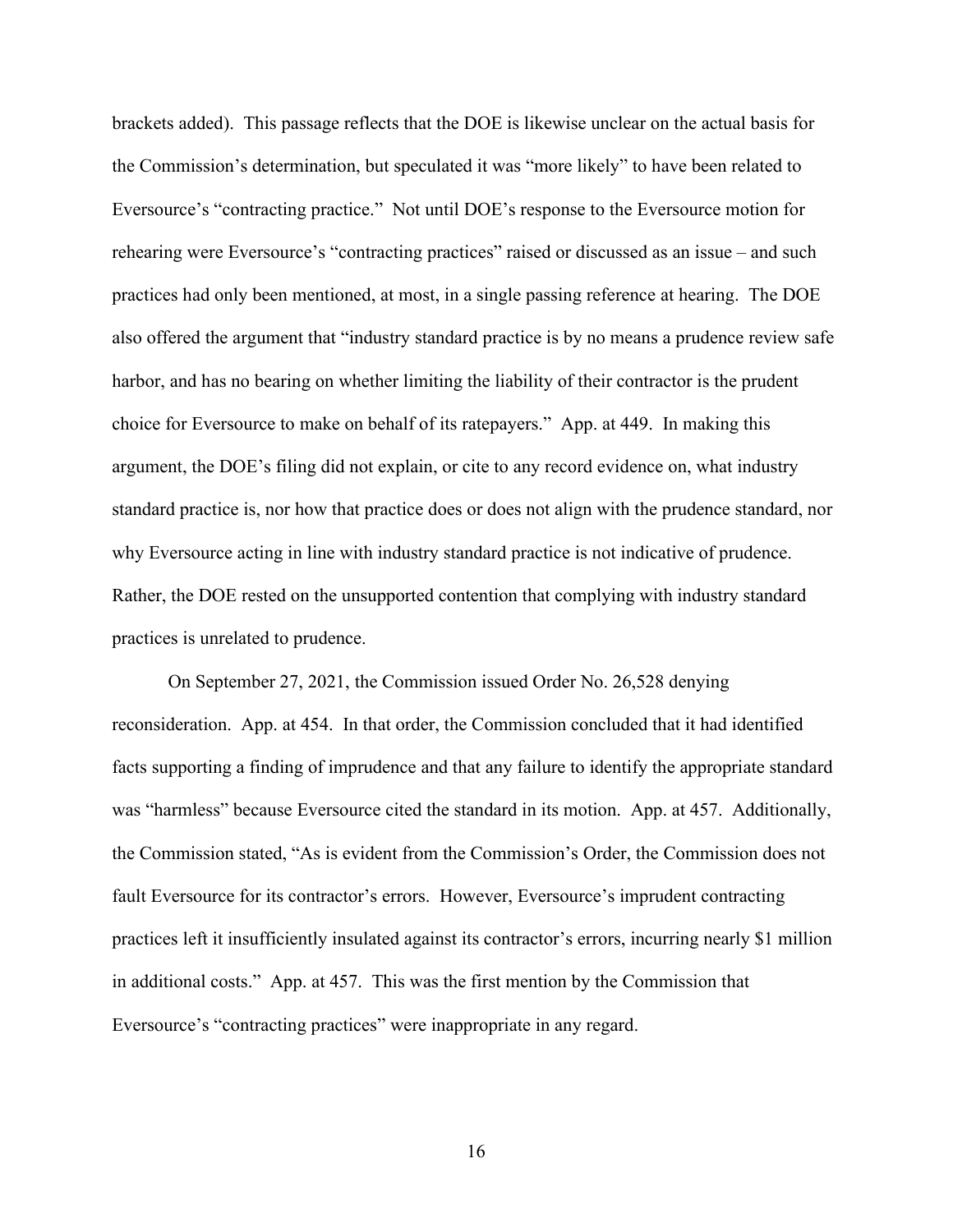brackets added). This passage reflects that the DOE is likewise unclear on the actual basis for the Commission's determination, but speculated it was "more likely" to have been related to Eversource's "contracting practice." Not until DOE's response to the Eversource motion for rehearing were Eversource's "contracting practices" raised or discussed as an issue – and such practices had only been mentioned, at most, in a single passing reference at hearing. The DOE also offered the argument that "industry standard practice is by no means a prudence review safe harbor, and has no bearing on whether limiting the liability of their contractor is the prudent choice for Eversource to make on behalf of its ratepayers." App. at 449. In making this argument, the DOE's filing did not explain, or cite to any record evidence on, what industry standard practice is, nor how that practice does or does not align with the prudence standard, nor why Eversource acting in line with industry standard practice is not indicative of prudence. Rather, the DOE rested on the unsupported contention that complying with industry standard practices is unrelated to prudence.

On September 27, 2021, the Commission issued Order No. 26,528 denying reconsideration. App. at 454. In that order, the Commission concluded that it had identified facts supporting a finding of imprudence and that any failure to identify the appropriate standard was "harmless" because Eversource cited the standard in its motion. App. at 457. Additionally, the Commission stated, "As is evident from the Commission's Order, the Commission does not fault Eversource for its contractor's errors. However, Eversource's imprudent contracting practices left it insufficiently insulated against its contractor's errors, incurring nearly $1 million in additional costs." App. at 457. This was the first mention by the Commission that Eversource's "contracting practices" were inappropriate in any regard.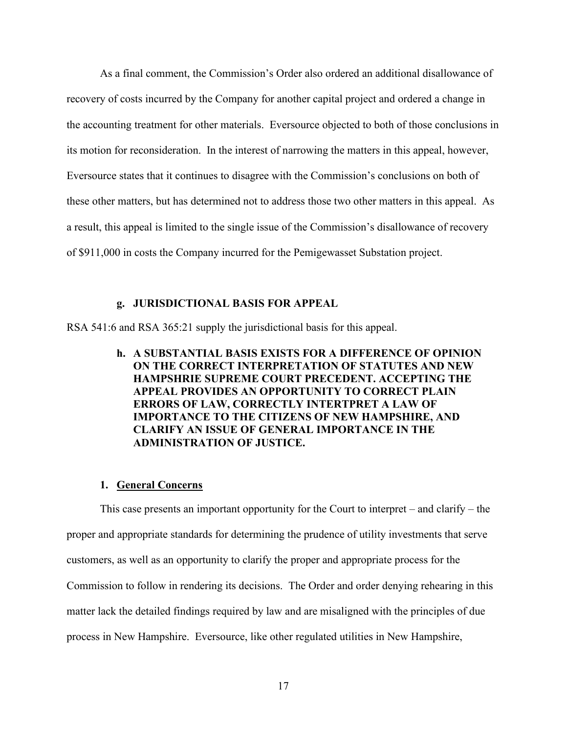As a final comment, the Commission's Order also ordered an additional disallowance of recovery of costs incurred by the Company for another capital project and ordered a change in the accounting treatment for other materials. Eversource objected to both of those conclusions in its motion for reconsideration. In the interest of narrowing the matters in this appeal, however, Eversource states that it continues to disagree with the Commission's conclusions on both of these other matters, but has determined not to address those two other matters in this appeal. As a result, this appeal is limited to the single issue of the Commission's disallowance of recovery of $911,000 in costs the Company incurred for the Pemigewasset Substation project.

### g. JURISDICTIONAL BASIS FOR APPEAL

RSA 541:6 and RSA 365:21 supply the jurisdictional basis for this appeal.

### h. A SUBSTANTIAL BASIS EXISTS FOR A DIFFERENCE OF OPINION ON THE CORRECT INTERPRETATION OF STATUTES AND NEW HAMPSHRIE SUPREME COURT PRECEDENT. ACCEPTING THE APPEAL PROVIDES AN OPPORTUNITY TO CORRECT PLAIN ERRORS OF LAW, CORRECTLY INTERTPRET A LAW OF IMPORTANCE TO THE CITIZENS OF NEW HAMPSHIRE, AND CLARIFY AN ISSUE OF GENERAL IMPORTANCE IN THE ADMINISTRATION OF JUSTICE.

#### 1. <u>General Concerns</u>

This case presents an important opportunity for the Court to interpret – and clarify – the proper and appropriate standards for determining the prudence of utility investments that serve customers, as well as an opportunity to clarify the proper and appropriate process for the Commission to follow in rendering its decisions. The Order and order denying rehearing in this matter lack the detailed findings required by law and are misaligned with the principles of due process in New Hampshire. Eversource, like other regulated utilities in New Hampshire,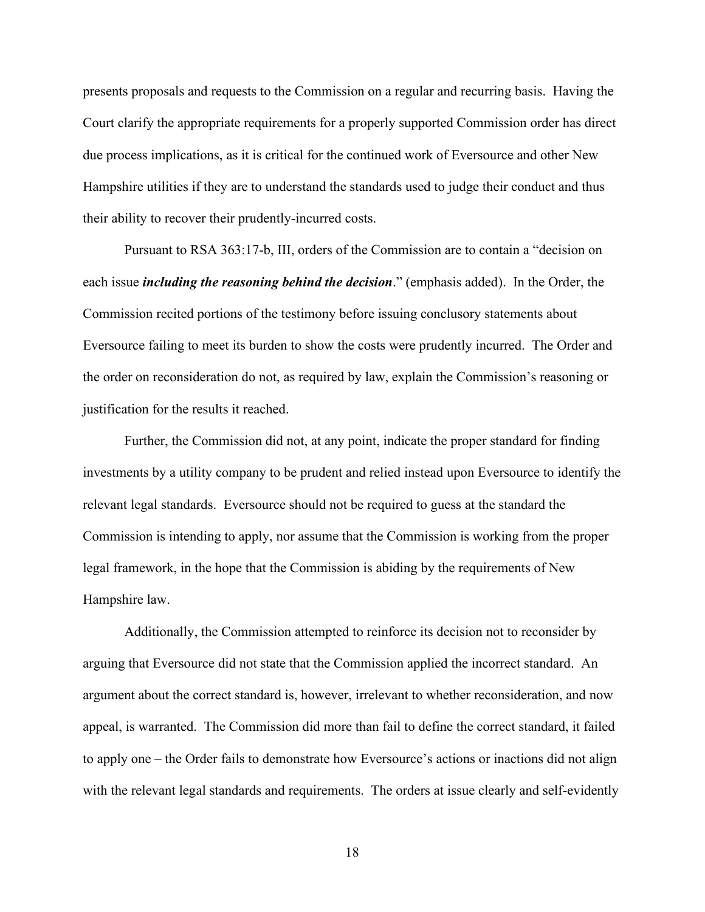presents proposals and requests to the Commission on a regular and recurring basis. Having the Court clarify the appropriate requirements for a properly supported Commission order has direct due process implications, as it is critical for the continued work of Eversource and other New Hampshire utilities if they are to understand the standards used to judge their conduct and thus their ability to recover their prudently-incurred costs.

Pursuant to RSA 363:17-b, III, orders of the Commission are to contain a "decision on each issue ***including the reasoning behind the decision***." (emphasis added). In the Order, the Commission recited portions of the testimony before issuing conclusory statements about Eversource failing to meet its burden to show the costs were prudently incurred. The Order and the order on reconsideration do not, as required by law, explain the Commission's reasoning or justification for the results it reached.

Further, the Commission did not, at any point, indicate the proper standard for finding investments by a utility company to be prudent and relied instead upon Eversource to identify the relevant legal standards. Eversource should not be required to guess at the standard the Commission is intending to apply, nor assume that the Commission is working from the proper legal framework, in the hope that the Commission is abiding by the requirements of New Hampshire law.

Additionally, the Commission attempted to reinforce its decision not to reconsider by arguing that Eversource did not state that the Commission applied the incorrect standard. An argument about the correct standard is, however, irrelevant to whether reconsideration, and now appeal, is warranted. The Commission did more than fail to define the correct standard, it failed to apply one – the Order fails to demonstrate how Eversource's actions or inactions did not align with the relevant legal standards and requirements. The orders at issue clearly and self-evidently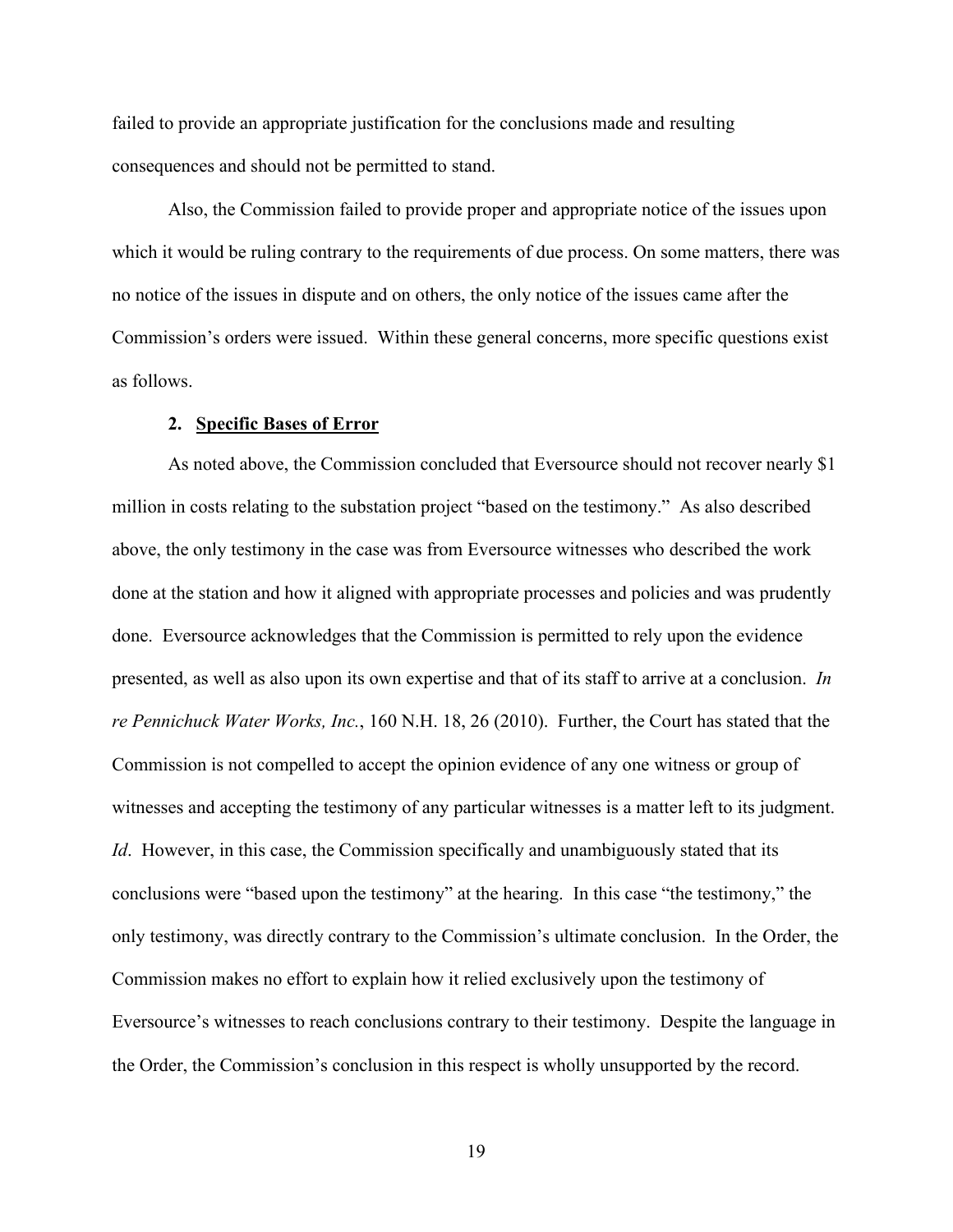failed to provide an appropriate justification for the conclusions made and resulting consequences and should not be permitted to stand.

Also, the Commission failed to provide proper and appropriate notice of the issues upon which it would be ruling contrary to the requirements of due process. On some matters, there was no notice of the issues in dispute and on others, the only notice of the issues came after the Commission's orders were issued. Within these general concerns, more specific questions exist as follows.

### 2. **Specific Bases of Error**

As noted above, the Commission concluded that Eversource should not recover nearly $1 million in costs relating to the substation project "based on the testimony." As also described above, the only testimony in the case was from Eversource witnesses who described the work done at the station and how it aligned with appropriate processes and policies and was prudently done. Eversource acknowledges that the Commission is permitted to rely upon the evidence presented, as well as also upon its own expertise and that of its staff to arrive at a conclusion. *In re Pennichuck Water Works, Inc.*, 160 N.H. 18, 26 (2010). Further, the Court has stated that the Commission is not compelled to accept the opinion evidence of any one witness or group of witnesses and accepting the testimony of any particular witnesses is a matter left to its judgment. *Id*. However, in this case, the Commission specifically and unambiguously stated that its conclusions were "based upon the testimony" at the hearing. In this case "the testimony," the only testimony, was directly contrary to the Commission's ultimate conclusion. In the Order, the Commission makes no effort to explain how it relied exclusively upon the testimony of Eversource's witnesses to reach conclusions contrary to their testimony. Despite the language in the Order, the Commission's conclusion in this respect is wholly unsupported by the record.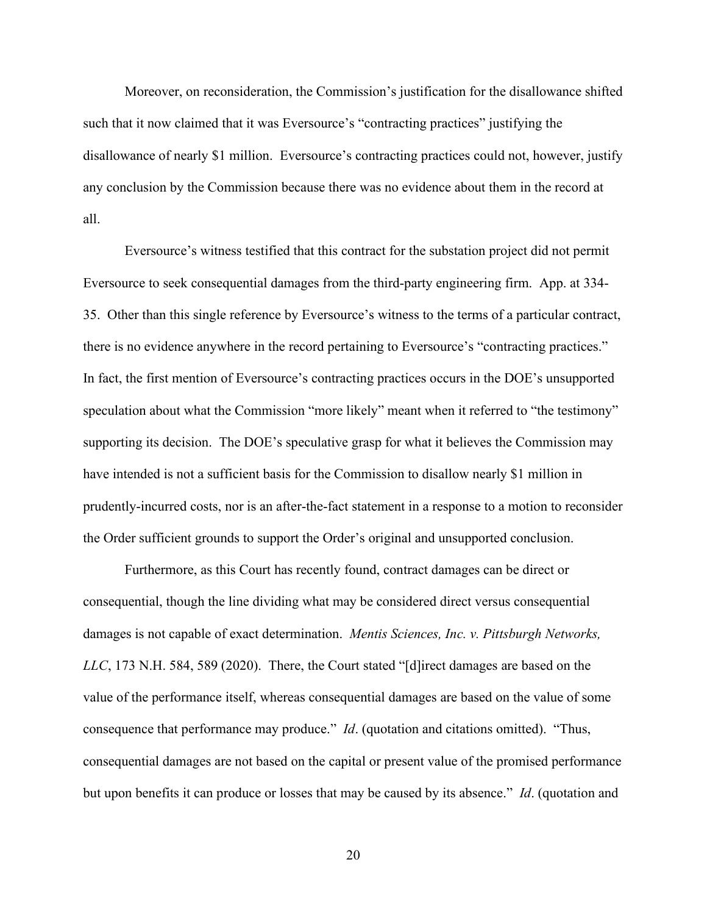Moreover, on reconsideration, the Commission's justification for the disallowance shifted such that it now claimed that it was Eversource's "contracting practices" justifying the disallowance of nearly $1 million. Eversource's contracting practices could not, however, justify any conclusion by the Commission because there was no evidence about them in the record at all.

Eversource's witness testified that this contract for the substation project did not permit Eversource to seek consequential damages from the third-party engineering firm. App. at 334-35. Other than this single reference by Eversource's witness to the terms of a particular contract, there is no evidence anywhere in the record pertaining to Eversource's "contracting practices." In fact, the first mention of Eversource's contracting practices occurs in the DOE's unsupported speculation about what the Commission "more likely" meant when it referred to "the testimony" supporting its decision. The DOE's speculative grasp for what it believes the Commission may have intended is not a sufficient basis for the Commission to disallow nearly $1 million in prudently-incurred costs, nor is an after-the-fact statement in a response to a motion to reconsider the Order sufficient grounds to support the Order's original and unsupported conclusion.

Furthermore, as this Court has recently found, contract damages can be direct or consequential, though the line dividing what may be considered direct versus consequential damages is not capable of exact determination. *Mentis Sciences, Inc. v. Pittsburgh Networks, LLC*, 173 N.H. 584, 589 (2020). There, the Court stated "[d]irect damages are based on the value of the performance itself, whereas consequential damages are based on the value of some consequence that performance may produce." *Id*. (quotation and citations omitted). "Thus, consequential damages are not based on the capital or present value of the promised performance but upon benefits it can produce or losses that may be caused by its absence." *Id*. (quotation and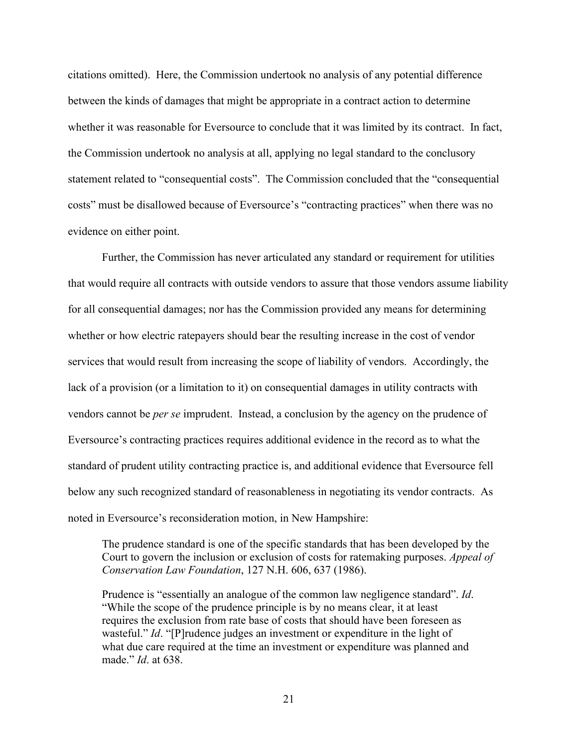citations omitted). Here, the Commission undertook no analysis of any potential difference between the kinds of damages that might be appropriate in a contract action to determine whether it was reasonable for Eversource to conclude that it was limited by its contract. In fact, the Commission undertook no analysis at all, applying no legal standard to the conclusory statement related to "consequential costs". The Commission concluded that the "consequential costs" must be disallowed because of Eversource's "contracting practices" when there was no evidence on either point.

Further, the Commission has never articulated any standard or requirement for utilities that would require all contracts with outside vendors to assure that those vendors assume liability for all consequential damages; nor has the Commission provided any means for determining whether or how electric ratepayers should bear the resulting increase in the cost of vendor services that would result from increasing the scope of liability of vendors. Accordingly, the lack of a provision (or a limitation to it) on consequential damages in utility contracts with vendors cannot be *per se* imprudent. Instead, a conclusion by the agency on the prudence of Eversource's contracting practices requires additional evidence in the record as to what the standard of prudent utility contracting practice is, and additional evidence that Eversource fell below any such recognized standard of reasonableness in negotiating its vendor contracts. As noted in Eversource's reconsideration motion, in New Hampshire:

> The prudence standard is one of the specific standards that has been developed by the Court to govern the inclusion or exclusion of costs for ratemaking purposes. *Appeal of Conservation Law Foundation*, 127 N.H. 606, 637 (1986).
>
> Prudence is "essentially an analogue of the common law negligence standard". *Id*. "While the scope of the prudence principle is by no means clear, it at least requires the exclusion from rate base of costs that should have been foreseen as wasteful." *Id*. "[P]rudence judges an investment or expenditure in the light of what due care required at the time an investment or expenditure was planned and made." *Id*. at 638.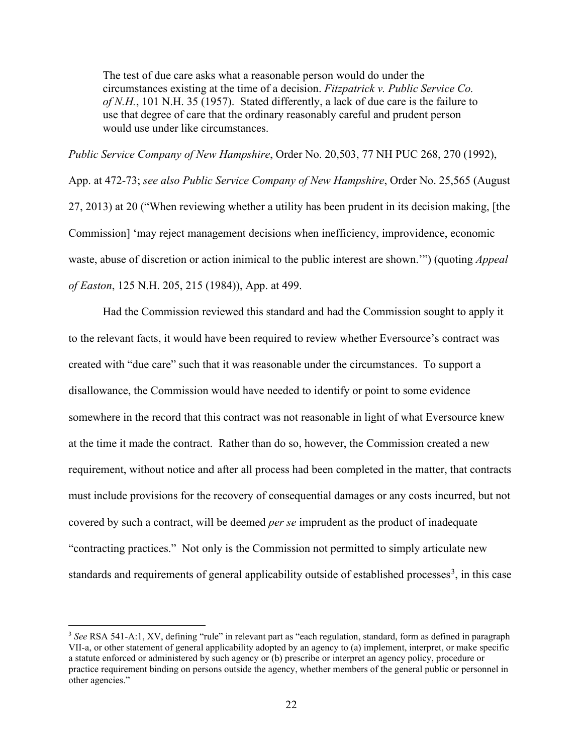> The test of due care asks what a reasonable person would do under the circumstances existing at the time of a decision. *Fitzpatrick v. Public Service Co. of N.H.*, 101 N.H. 35 (1957). Stated differently, a lack of due care is the failure to use that degree of care that the ordinary reasonably careful and prudent person would use under like circumstances.

*Public Service Company of New Hampshire*, Order No. 20,503, 77 NH PUC 268, 270 (1992), App. at 472-73; *see also Public Service Company of New Hampshire*, Order No. 25,565 (August 27, 2013) at 20 ("When reviewing whether a utility has been prudent in its decision making, [the Commission] 'may reject management decisions when inefficiency, improvidence, economic waste, abuse of discretion or action inimical to the public interest are shown.'") (quoting *Appeal of Easton*, 125 N.H. 205, 215 (1984)), App. at 499.

Had the Commission reviewed this standard and had the Commission sought to apply it to the relevant facts, it would have been required to review whether Eversource's contract was created with "due care" such that it was reasonable under the circumstances. To support a disallowance, the Commission would have needed to identify or point to some evidence somewhere in the record that this contract was not reasonable in light of what Eversource knew at the time it made the contract. Rather than do so, however, the Commission created a new requirement, without notice and after all process had been completed in the matter, that contracts must include provisions for the recovery of consequential damages or any costs incurred, but not covered by such a contract, will be deemed *per se* imprudent as the product of inadequate "contracting practices." Not only is the Commission not permitted to simply articulate new standards and requirements of general applicability outside of established processes[3], in this case

[3] *See* RSA 541-A:1, XV, defining "rule" in relevant part as "each regulation, standard, form as defined in paragraph VII-a, or other statement of general applicability adopted by an agency to (a) implement, interpret, or make specific a statute enforced or administered by such agency or (b) prescribe or interpret an agency policy, procedure or practice requirement binding on persons outside the agency, whether members of the general public or personnel in other agencies."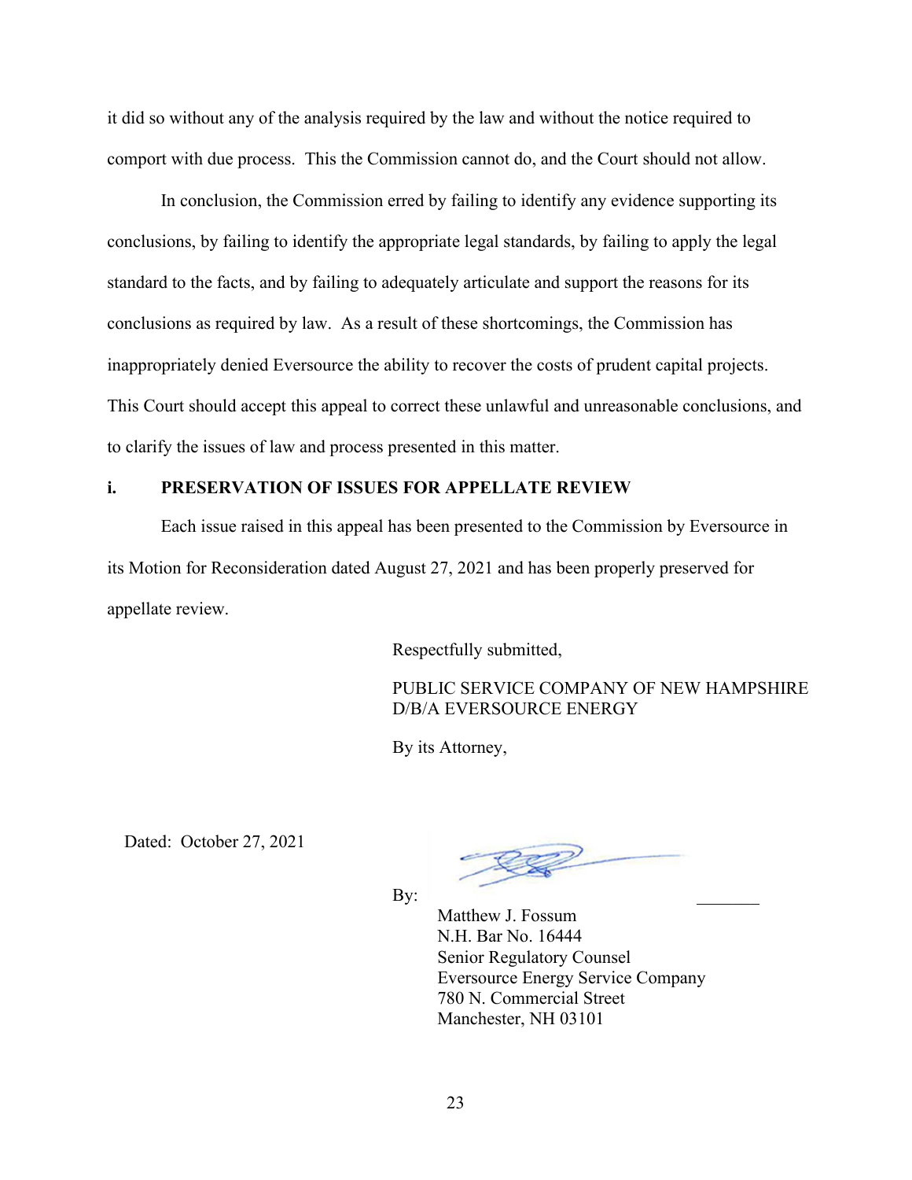it did so without any of the analysis required by the law and without the notice required to comport with due process. This the Commission cannot do, and the Court should not allow.

In conclusion, the Commission erred by failing to identify any evidence supporting its conclusions, by failing to identify the appropriate legal standards, by failing to apply the legal standard to the facts, and by failing to adequately articulate and support the reasons for its conclusions as required by law. As a result of these shortcomings, the Commission has inappropriately denied Eversource the ability to recover the costs of prudent capital projects. This Court should accept this appeal to correct these unlawful and unreasonable conclusions, and to clarify the issues of law and process presented in this matter.

## i. PRESERVATION OF ISSUES FOR APPELLATE REVIEW

Each issue raised in this appeal has been presented to the Commission by Eversource in its Motion for Reconsideration dated August 27, 2021 and has been properly preserved for appellate review.

Respectfully submitted,

PUBLIC SERVICE COMPANY OF NEW HAMPSHIRE
D/B/A EVERSOURCE ENERGY

By its Attorney,

Dated: October 27, 2021

By: _______

Matthew J. Fossum
N.H. Bar No. 16444
Senior Regulatory Counsel
Eversource Energy Service Company
780 N. Commercial Street
Manchester, NH 03101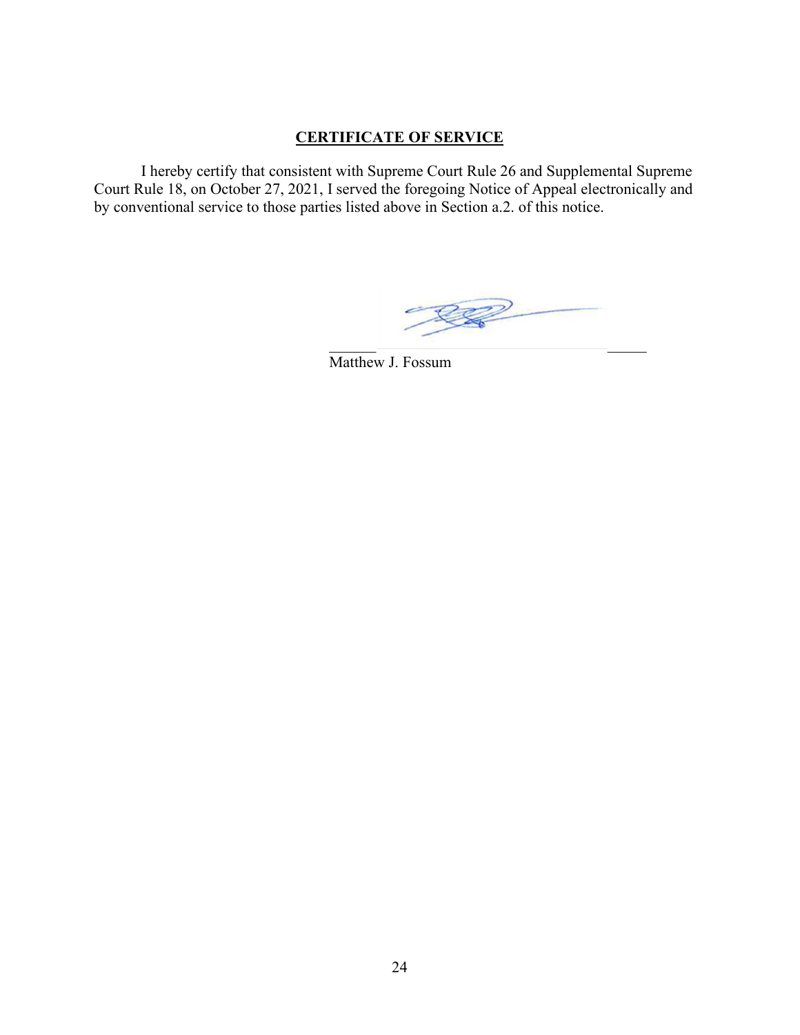**CERTIFICATE OF SERVICE**

I hereby certify that consistent with Supreme Court Rule 26 and Supplemental Supreme Court Rule 18, on October 27, 2021, I served the foregoing Notice of Appeal electronically and by conventional service to those parties listed above in Section a.2. of this notice.

Matthew J. Fossum